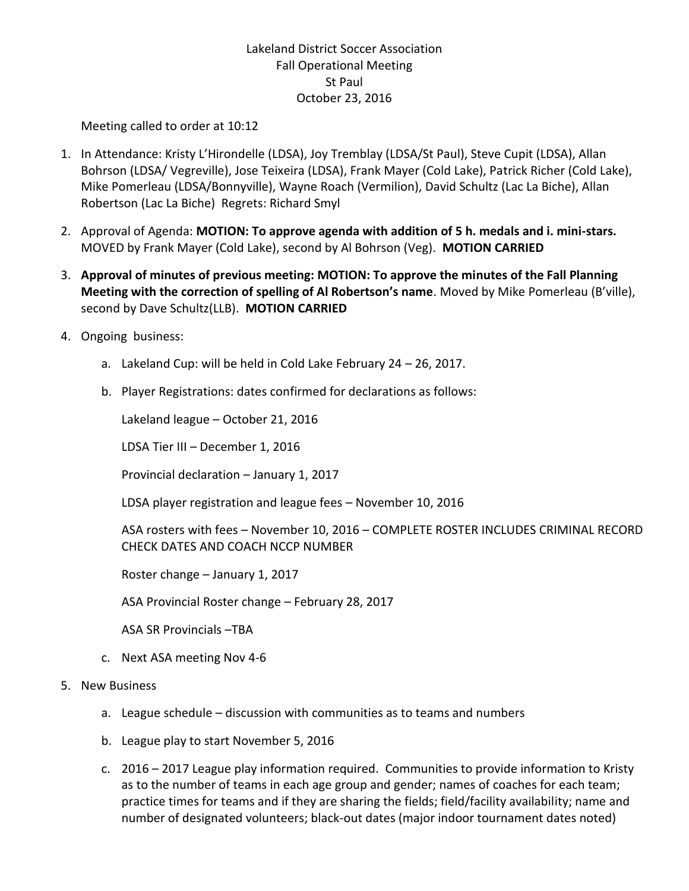Lakeland District Soccer Association
Fall Operational Meeting
St Paul
October 23, 2016

Meeting called to order at 10:12

1. In Attendance: Kristy L'Hirondelle (LDSA), Joy Tremblay (LDSA/St Paul), Steve Cupit (LDSA), Allan Bohrson (LDSA/ Vegreville), Jose Teixeira (LDSA), Frank Mayer (Cold Lake), Patrick Richer (Cold Lake), Mike Pomerleau (LDSA/Bonnyville), Wayne Roach (Vermilion), David Schultz (Lac La Biche), Allan Robertson (Lac La Biche) Regrets: Richard Smyl
2. Approval of Agenda: **MOTION: To approve agenda with addition of 5 h. medals and i. mini-stars.** MOVED by Frank Mayer (Cold Lake), second by Al Bohrson (Veg). **MOTION CARRIED**
3. **Approval of minutes of previous meeting: MOTION: To approve the minutes of the Fall Planning Meeting with the correction of spelling of Al Robertson's name**. Moved by Mike Pomerleau (B'ville), second by Dave Schultz(LLB). **MOTION CARRIED**
4. Ongoing business:
   a. Lakeland Cup: will be held in Cold Lake February 24 – 26, 2017.
   b. Player Registrations: dates confirmed for declarations as follows:

      Lakeland league – October 21, 2016

      LDSA Tier III – December 1, 2016

      Provincial declaration – January 1, 2017

      LDSA player registration and league fees – November 10, 2016

      ASA rosters with fees – November 10, 2016 – COMPLETE ROSTER INCLUDES CRIMINAL RECORD CHECK DATES AND COACH NCCP NUMBER

      Roster change – January 1, 2017

      ASA Provincial Roster change – February 28, 2017

      ASA SR Provincials –TBA
   c. Next ASA meeting Nov 4-6
5. New Business
   a. League schedule – discussion with communities as to teams and numbers
   b. League play to start November 5, 2016
   c. 2016 – 2017 League play information required. Communities to provide information to Kristy as to the number of teams in each age group and gender; names of coaches for each team; practice times for teams and if they are sharing the fields; field/facility availability; name and number of designated volunteers; black-out dates (major indoor tournament dates noted)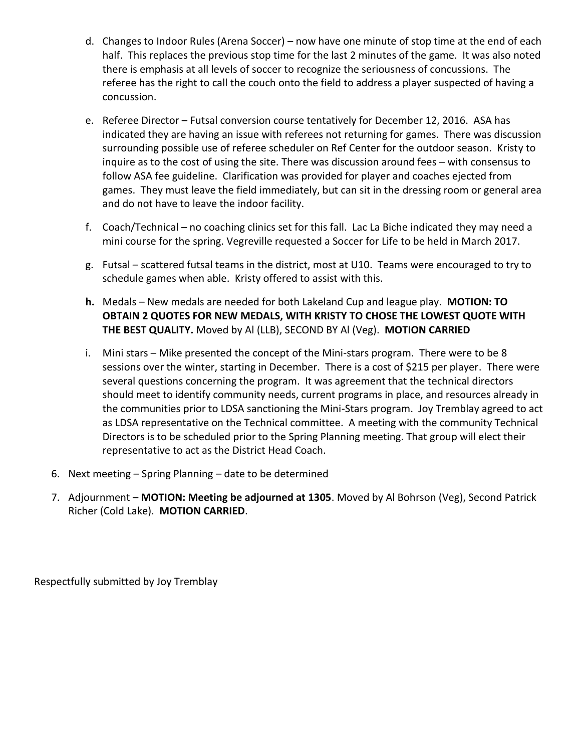d. Changes to Indoor Rules (Arena Soccer) – now have one minute of stop time at the end of each half. This replaces the previous stop time for the last 2 minutes of the game. It was also noted there is emphasis at all levels of soccer to recognize the seriousness of concussions. The referee has the right to call the couch onto the field to address a player suspected of having a concussion.

e. Referee Director – Futsal conversion course tentatively for December 12, 2016. ASA has indicated they are having an issue with referees not returning for games. There was discussion surrounding possible use of referee scheduler on Ref Center for the outdoor season. Kristy to inquire as to the cost of using the site. There was discussion around fees – with consensus to follow ASA fee guideline. Clarification was provided for player and coaches ejected from games. They must leave the field immediately, but can sit in the dressing room or general area and do not have to leave the indoor facility.

f. Coach/Technical – no coaching clinics set for this fall. Lac La Biche indicated they may need a mini course for the spring. Vegreville requested a Soccer for Life to be held in March 2017.

g. Futsal – scattered futsal teams in the district, most at U10. Teams were encouraged to try to schedule games when able. Kristy offered to assist with this.

**h.** Medals – New medals are needed for both Lakeland Cup and league play. **MOTION: TO OBTAIN 2 QUOTES FOR NEW MEDALS, WITH KRISTY TO CHOSE THE LOWEST QUOTE WITH THE BEST QUALITY.** Moved by Al (LLB), SECOND BY Al (Veg). **MOTION CARRIED**

i. Mini stars – Mike presented the concept of the Mini-stars program. There were to be 8 sessions over the winter, starting in December. There is a cost of $215 per player. There were several questions concerning the program. It was agreement that the technical directors should meet to identify community needs, current programs in place, and resources already in the communities prior to LDSA sanctioning the Mini-Stars program. Joy Tremblay agreed to act as LDSA representative on the Technical committee. A meeting with the community Technical Directors is to be scheduled prior to the Spring Planning meeting. That group will elect their representative to act as the District Head Coach.

6. Next meeting – Spring Planning – date to be determined

7. Adjournment – **MOTION: Meeting be adjourned at 1305**. Moved by Al Bohrson (Veg), Second Patrick Richer (Cold Lake). **MOTION CARRIED**.

Respectfully submitted by Joy Tremblay